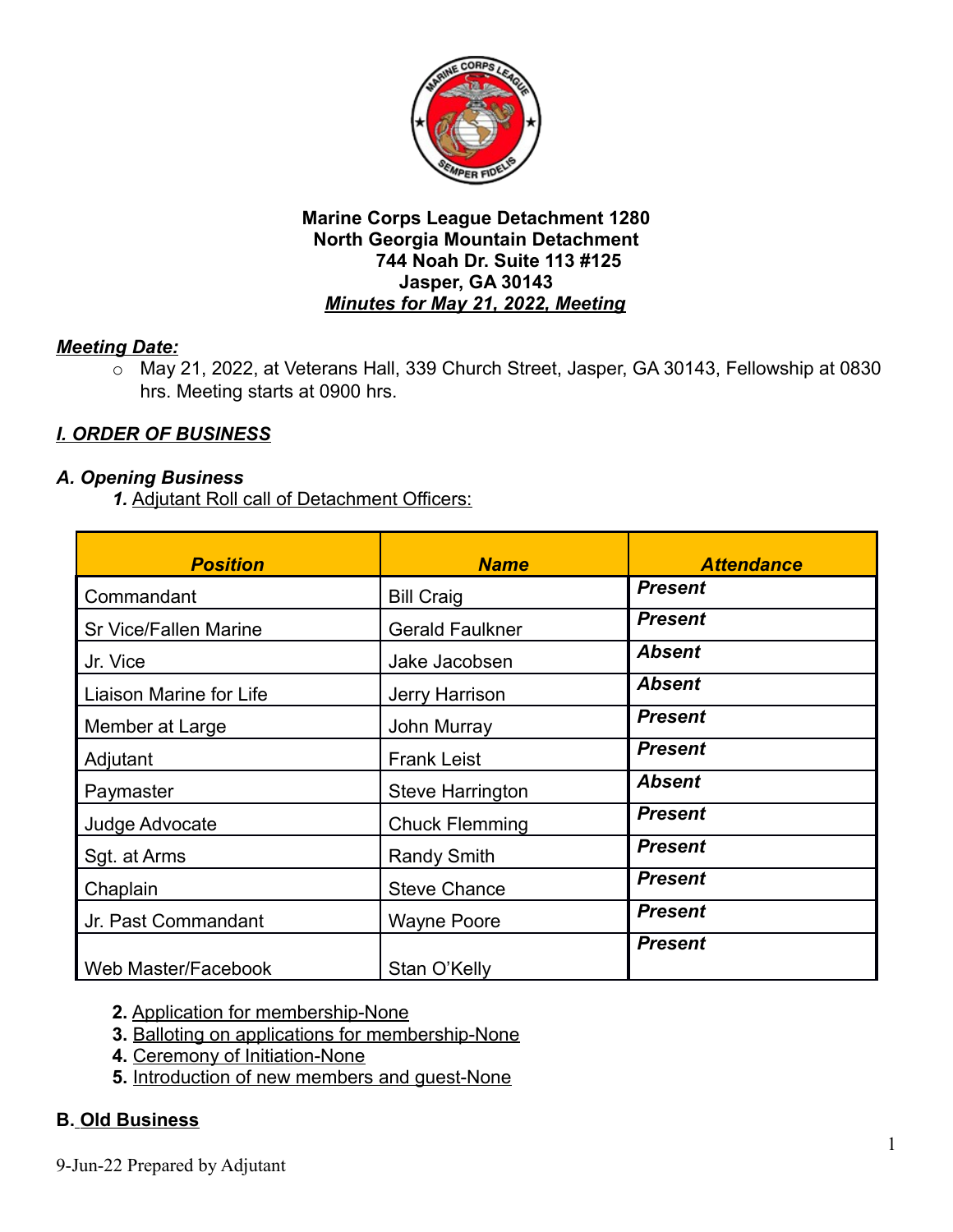**Marine Corps League Detachment 1280**
**North Georgia Mountain Detachment**
**744 Noah Dr. Suite 113 #125**
**Jasper, GA 30143**
***Minutes for May 21, 2022, Meeting***

***Meeting Date:***

- May 21, 2022, at Veterans Hall, 339 Church Street, Jasper, GA 30143, Fellowship at 0830 hrs. Meeting starts at 0900 hrs.

## *I. ORDER OF BUSINESS*

### *A. Opening Business*

***1.*** Adjutant Roll call of Detachment Officers:

| ***Position*** | ***Name*** | ***Attendance*** |
|---|---|---|
| Commandant | Bill Craig | ***Present*** |
| Sr Vice/Fallen Marine | Gerald Faulkner | ***Present*** |
| Jr. Vice | Jake Jacobsen | ***Absent*** |
| Liaison Marine for Life | Jerry Harrison | ***Absent*** |
| Member at Large | John Murray | ***Present*** |
| Adjutant | Frank Leist | ***Present*** |
| Paymaster | Steve Harrington | ***Absent*** |
| Judge Advocate | Chuck Flemming | ***Present*** |
| Sgt. at Arms | Randy Smith | ***Present*** |
| Chaplain | Steve Chance | ***Present*** |
| Jr. Past Commandant | Wayne Poore | ***Present*** |
| Web Master/Facebook | Stan O'Kelly | ***Present*** |

**2.** Application for membership-None
**3.** Balloting on applications for membership-None
**4.** Ceremony of Initiation-None
**5.** Introduction of new members and guest-None

### B. Old Business

9-Jun-22 Prepared by Adjutant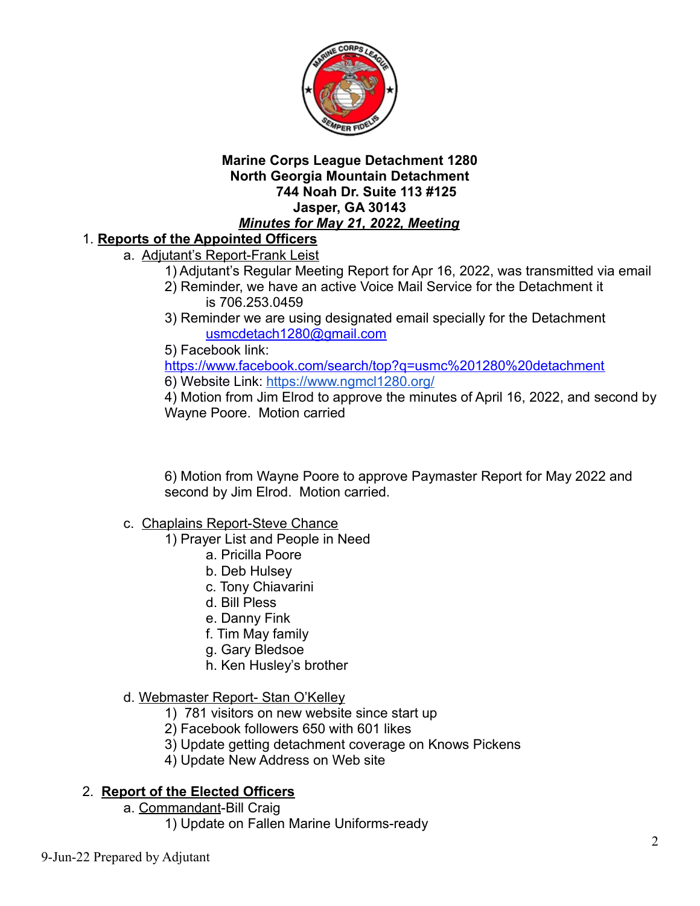**Marine Corps League Detachment 1280**
**North Georgia Mountain Detachment**
**744 Noah Dr. Suite 113 #125**
**Jasper, GA 30143**
***Minutes for May 21, 2022, Meeting***

1. **Reports of the Appointed Officers**
   a. Adjutant's Report-Frank Leist
      1) Adjutant's Regular Meeting Report for Apr 16, 2022, was transmitted via email
      2) Reminder, we have an active Voice Mail Service for the Detachment it is 706.253.0459
      3) Reminder we are using designated email specially for the Detachment usmcdetach1280@gmail.com
      5) Facebook link: https://www.facebook.com/search/top?q=usmc%201280%20detachment
      6) Website Link: https://www.ngmcl1280.org/
      4) Motion from Jim Elrod to approve the minutes of April 16, 2022, and second by Wayne Poore. Motion carried

      6) Motion from Wayne Poore to approve Paymaster Report for May 2022 and second by Jim Elrod. Motion carried.

   c. Chaplains Report-Steve Chance
      1) Prayer List and People in Need
         a. Pricilla Poore
         b. Deb Hulsey
         c. Tony Chiavarini
         d. Bill Pless
         e. Danny Fink
         f. Tim May family
         g. Gary Bledsoe
         h. Ken Husley's brother

   d. Webmaster Report- Stan O'Kelley
      1) 781 visitors on new website since start up
      2) Facebook followers 650 with 601 likes
      3) Update getting detachment coverage on Knows Pickens
      4) Update New Address on Web site

2. **Report of the Elected Officers**
   a. Commandant-Bill Craig
      1) Update on Fallen Marine Uniforms-ready

9-Jun-22 Prepared by Adjutant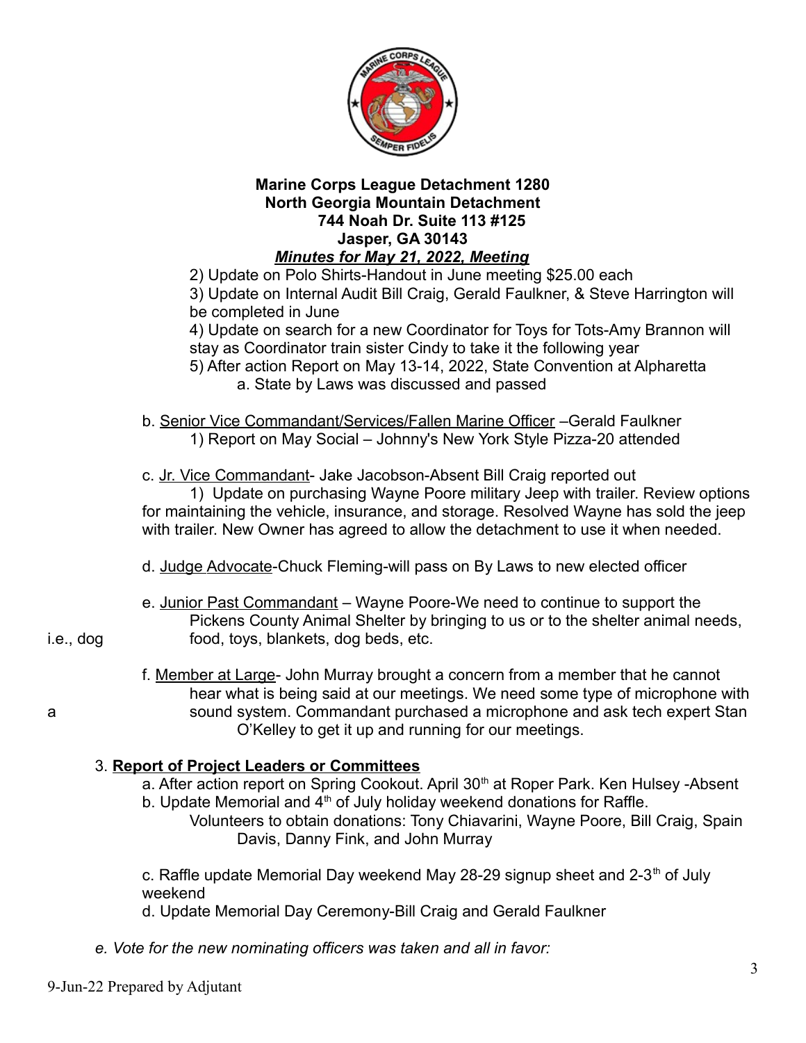**Marine Corps League Detachment 1280**
**North Georgia Mountain Detachment**
**744 Noah Dr. Suite 113 #125**
**Jasper, GA 30143**
***Minutes for May 21, 2022, Meeting***

2) Update on Polo Shirts-Handout in June meeting $25.00 each

3) Update on Internal Audit Bill Craig, Gerald Faulkner, & Steve Harrington will be completed in June

4) Update on search for a new Coordinator for Toys for Tots-Amy Brannon will stay as Coordinator train sister Cindy to take it the following year

5) After action Report on May 13-14, 2022, State Convention at Alpharetta
   - a. State by Laws was discussed and passed

b. Senior Vice Commandant/Services/Fallen Marine Officer –Gerald Faulkner
   1) Report on May Social – Johnny's New York Style Pizza-20 attended

c. Jr. Vice Commandant- Jake Jacobson-Absent Bill Craig reported out
   1) Update on purchasing Wayne Poore military Jeep with trailer. Review options for maintaining the vehicle, insurance, and storage. Resolved Wayne has sold the jeep with trailer. New Owner has agreed to allow the detachment to use it when needed.

d. Judge Advocate-Chuck Fleming-will pass on By Laws to new elected officer

e. Junior Past Commandant – Wayne Poore-We need to continue to support the Pickens County Animal Shelter by bringing to us or to the shelter animal needs, i.e., dog food, toys, blankets, dog beds, etc.

f. Member at Large- John Murray brought a concern from a member that he cannot hear what is being said at our meetings. We need some type of microphone with a sound system. Commandant purchased a microphone and ask tech expert Stan O'Kelley to get it up and running for our meetings.

3. **Report of Project Leaders or Committees**

a. After action report on Spring Cookout. April 30th at Roper Park. Ken Hulsey -Absent

b. Update Memorial and 4th of July holiday weekend donations for Raffle.
   Volunteers to obtain donations: Tony Chiavarini, Wayne Poore, Bill Craig, Spain Davis, Danny Fink, and John Murray

c. Raffle update Memorial Day weekend May 28-29 signup sheet and 2-3th of July weekend

d. Update Memorial Day Ceremony-Bill Craig and Gerald Faulkner

*e. Vote for the new nominating officers was taken and all in favor:*

9-Jun-22 Prepared by Adjutant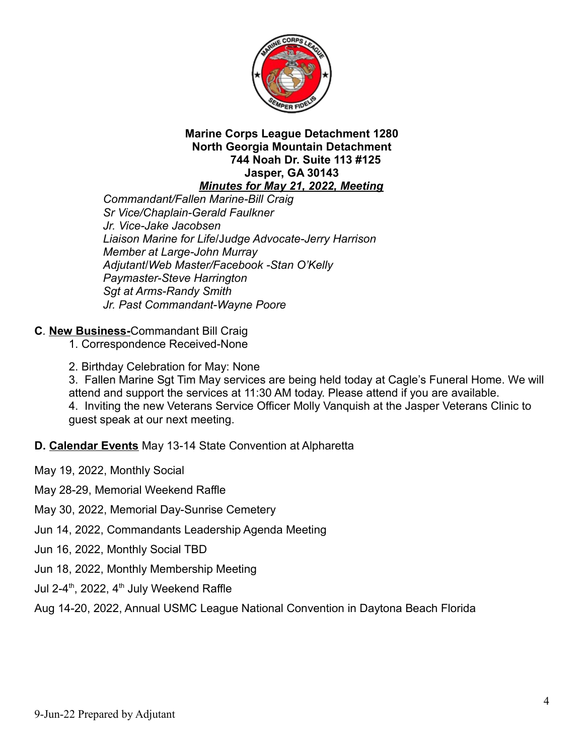**Marine Corps League Detachment 1280**
**North Georgia Mountain Detachment**
**744 Noah Dr. Suite 113 #125**
**Jasper, GA 30143**
***Minutes for May 21, 2022, Meeting***

*Commandant/Fallen Marine-Bill Craig*
*Sr Vice/Chaplain-Gerald Faulkner*
*Jr. Vice-Jake Jacobsen*
*Liaison Marine for Life/Judge Advocate-Jerry Harrison*
*Member at Large-John Murray*
*Adjutant/Web Master/Facebook -Stan O'Kelly*
*Paymaster-Steve Harrington*
*Sgt at Arms-Randy Smith*
*Jr. Past Commandant-Wayne Poore*

**C**. **New Business-**Commandant Bill Craig

1. Correspondence Received-None
2. Birthday Celebration for May: None
3. Fallen Marine Sgt Tim May services are being held today at Cagle's Funeral Home. We will attend and support the services at 11:30 AM today. Please attend if you are available.
4. Inviting the new Veterans Service Officer Molly Vanquish at the Jasper Veterans Clinic to guest speak at our next meeting.

**D. Calendar Events** May 13-14 State Convention at Alpharetta

May 19, 2022, Monthly Social

May 28-29, Memorial Weekend Raffle

May 30, 2022, Memorial Day-Sunrise Cemetery

Jun 14, 2022, Commandants Leadership Agenda Meeting

Jun 16, 2022, Monthly Social TBD

Jun 18, 2022, Monthly Membership Meeting

Jul 2-4th, 2022, 4th July Weekend Raffle

Aug 14-20, 2022, Annual USMC League National Convention in Daytona Beach Florida

9-Jun-22 Prepared by Adjutant